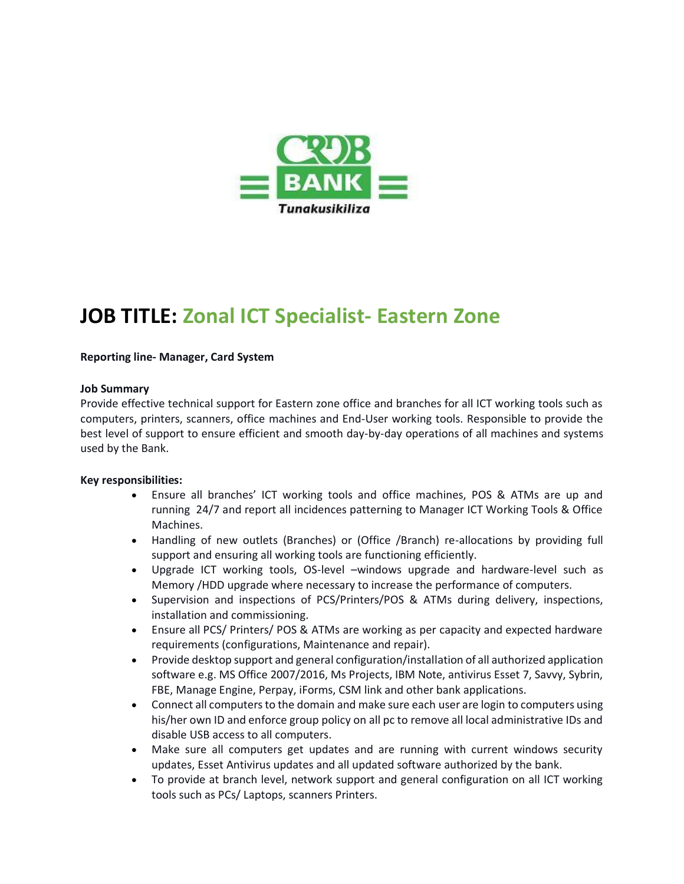# JOB TITLE: Zonal ICT Specialist- Eastern Zone

**Reporting line- Manager, Card System**

**Job Summary**

Provide effective technical support for Eastern zone office and branches for all ICT working tools such as computers, printers, scanners, office machines and End-User working tools. Responsible to provide the best level of support to ensure efficient and smooth day-by-day operations of all machines and systems used by the Bank.

**Key responsibilities:**

- Ensure all branches' ICT working tools and office machines, POS & ATMs are up and running 24/7 and report all incidences patterning to Manager ICT Working Tools & Office Machines.
- Handling of new outlets (Branches) or (Office /Branch) re-allocations by providing full support and ensuring all working tools are functioning efficiently.
- Upgrade ICT working tools, OS-level –windows upgrade and hardware-level such as Memory /HDD upgrade where necessary to increase the performance of computers.
- Supervision and inspections of PCS/Printers/POS & ATMs during delivery, inspections, installation and commissioning.
- Ensure all PCS/ Printers/ POS & ATMs are working as per capacity and expected hardware requirements (configurations, Maintenance and repair).
- Provide desktop support and general configuration/installation of all authorized application software e.g. MS Office 2007/2016, Ms Projects, IBM Note, antivirus Esset 7, Savvy, Sybrin, FBE, Manage Engine, Perpay, iForms, CSM link and other bank applications.
- Connect all computers to the domain and make sure each user are login to computers using his/her own ID and enforce group policy on all pc to remove all local administrative IDs and disable USB access to all computers.
- Make sure all computers get updates and are running with current windows security updates, Esset Antivirus updates and all updated software authorized by the bank.
- To provide at branch level, network support and general configuration on all ICT working tools such as PCs/ Laptops, scanners Printers.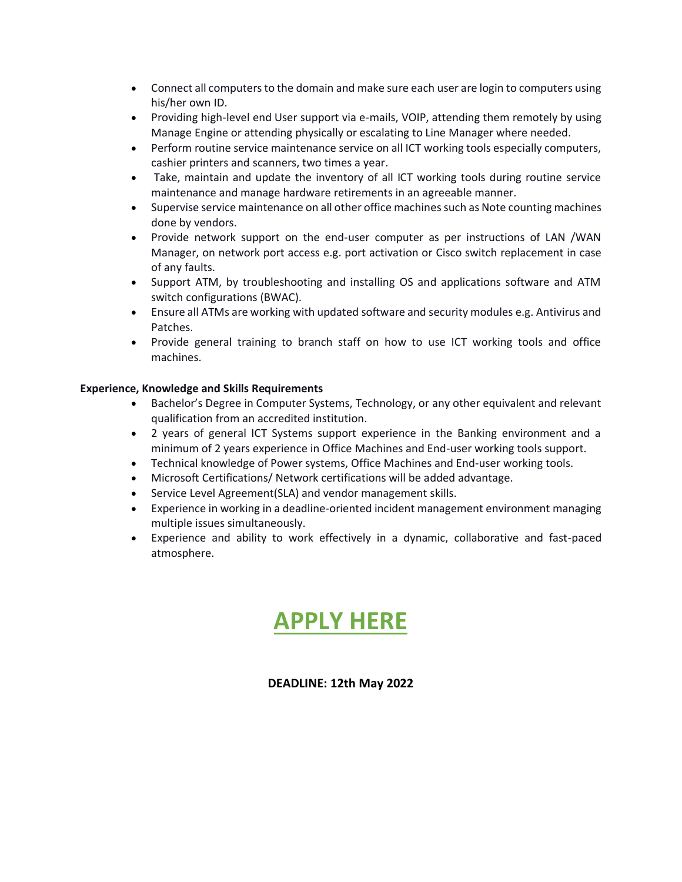- Connect all computers to the domain and make sure each user are login to computers using his/her own ID.
- Providing high-level end User support via e-mails, VOIP, attending them remotely by using Manage Engine or attending physically or escalating to Line Manager where needed.
- Perform routine service maintenance service on all ICT working tools especially computers, cashier printers and scanners, two times a year.
- Take, maintain and update the inventory of all ICT working tools during routine service maintenance and manage hardware retirements in an agreeable manner.
- Supervise service maintenance on all other office machines such as Note counting machines done by vendors.
- Provide network support on the end-user computer as per instructions of LAN /WAN Manager, on network port access e.g. port activation or Cisco switch replacement in case of any faults.
- Support ATM, by troubleshooting and installing OS and applications software and ATM switch configurations (BWAC).
- Ensure all ATMs are working with updated software and security modules e.g. Antivirus and Patches.
- Provide general training to branch staff on how to use ICT working tools and office machines.

**Experience, Knowledge and Skills Requirements**

- Bachelor's Degree in Computer Systems, Technology, or any other equivalent and relevant qualification from an accredited institution.
- 2 years of general ICT Systems support experience in the Banking environment and a minimum of 2 years experience in Office Machines and End-user working tools support.
- Technical knowledge of Power systems, Office Machines and End-user working tools.
- Microsoft Certifications/ Network certifications will be added advantage.
- Service Level Agreement(SLA) and vendor management skills.
- Experience in working in a deadline-oriented incident management environment managing multiple issues simultaneously.
- Experience and ability to work effectively in a dynamic, collaborative and fast-paced atmosphere.

# APPLY HERE

**DEADLINE: 12th May 2022**